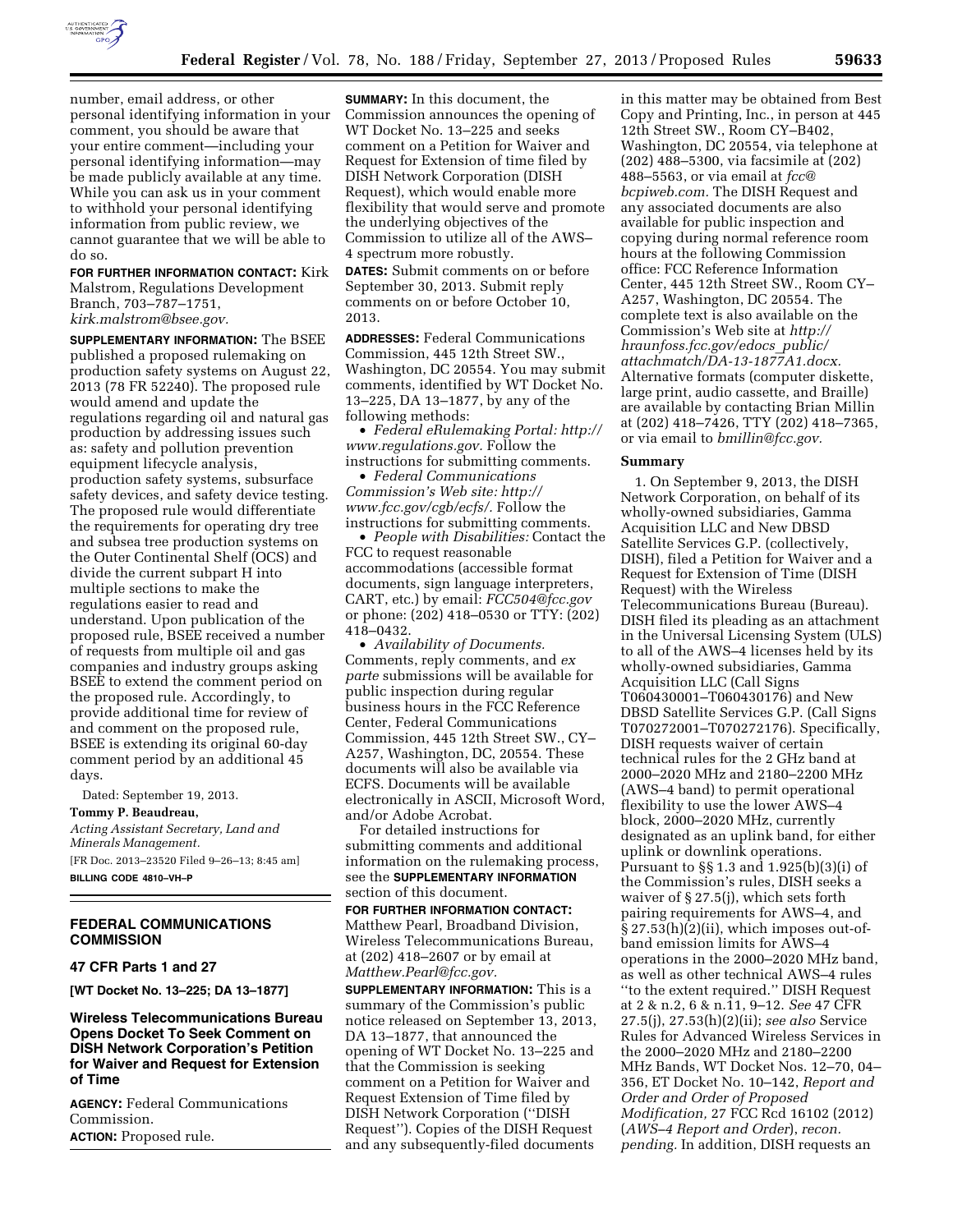number, email address, or other personal identifying information in your comment, you should be aware that your entire comment—including your personal identifying information—may be made publicly available at any time. While you can ask us in your comment to withhold your personal identifying information from public review, we cannot guarantee that we will be able to do so.

**FOR FURTHER INFORMATION CONTACT:** Kirk Malstrom, Regulations Development Branch, 703–787–1751, *kirk.malstrom@bsee.gov.*

**SUPPLEMENTARY INFORMATION:** The BSEE published a proposed rulemaking on production safety systems on August 22, 2013 (78 FR 52240). The proposed rule would amend and update the regulations regarding oil and natural gas production by addressing issues such as: safety and pollution prevention equipment lifecycle analysis, production safety systems, subsurface safety devices, and safety device testing. The proposed rule would differentiate the requirements for operating dry tree and subsea tree production systems on the Outer Continental Shelf (OCS) and divide the current subpart H into multiple sections to make the regulations easier to read and understand. Upon publication of the proposed rule, BSEE received a number of requests from multiple oil and gas companies and industry groups asking BSEE to extend the comment period on the proposed rule. Accordingly, to provide additional time for review of and comment on the proposed rule, BSEE is extending its original 60-day comment period by an additional 45 days.

Dated: September 19, 2013.

**Tommy P. Beaudreau,**

*Acting Assistant Secretary, Land and Minerals Management.*

[FR Doc. 2013–23520 Filed 9–26–13; 8:45 am]

**BILLING CODE 4810–VH–P**

## FEDERAL COMMUNICATIONS COMMISSION

### 47 CFR Parts 1 and 27

**[WT Docket No. 13–225; DA 13–1877]**

### Wireless Telecommunications Bureau Opens Docket To Seek Comment on DISH Network Corporation's Petition for Waiver and Request for Extension of Time

**AGENCY:** Federal Communications Commission.

**ACTION:** Proposed rule.

**SUMMARY:** In this document, the Commission announces the opening of WT Docket No. 13–225 and seeks comment on a Petition for Waiver and Request for Extension of time filed by DISH Network Corporation (DISH Request), which would enable more flexibility that would serve and promote the underlying objectives of the Commission to utilize all of the AWS–4 spectrum more robustly.

**DATES:** Submit comments on or before September 30, 2013. Submit reply comments on or before October 10, 2013.

**ADDRESSES:** Federal Communications Commission, 445 12th Street SW., Washington, DC 20554. You may submit comments, identified by WT Docket No. 13–225, DA 13–1877, by any of the following methods:

- *Federal eRulemaking Portal: http://www.regulations.gov.* Follow the instructions for submitting comments.
- *Federal Communications Commission's Web site: http://www.fcc.gov/cgb/ecfs/.* Follow the instructions for submitting comments.
- *People with Disabilities:* Contact the FCC to request reasonable accommodations (accessible format documents, sign language interpreters, CART, etc.) by email: *FCC504@fcc.gov* or phone: (202) 418–0530 or TTY: (202) 418–0432.
- *Availability of Documents.* Comments, reply comments, and *ex parte* submissions will be available for public inspection during regular business hours in the FCC Reference Center, Federal Communications Commission, 445 12th Street SW., CY–A257, Washington, DC, 20554. These documents will also be available via ECFS. Documents will be available electronically in ASCII, Microsoft Word, and/or Adobe Acrobat.

For detailed instructions for submitting comments and additional information on the rulemaking process, see the **SUPPLEMENTARY INFORMATION** section of this document.

**FOR FURTHER INFORMATION CONTACT:** Matthew Pearl, Broadband Division, Wireless Telecommunications Bureau, at (202) 418–2607 or by email at *Matthew.Pearl@fcc.gov.*

**SUPPLEMENTARY INFORMATION:** This is a summary of the Commission's public notice released on September 13, 2013, DA 13–1877, that announced the opening of WT Docket No. 13–225 and that the Commission is seeking comment on a Petition for Waiver and Request Extension of Time filed by DISH Network Corporation (''DISH Request''). Copies of the DISH Request and any subsequently-filed documents in this matter may be obtained from Best Copy and Printing, Inc., in person at 445 12th Street SW., Room CY–B402, Washington, DC 20554, via telephone at (202) 488–5300, via facsimile at (202) 488–5563, or via email at *fcc@bcpiweb.com.* The DISH Request and any associated documents are also available for public inspection and copying during normal reference room hours at the following Commission office: FCC Reference Information Center, 445 12th Street SW., Room CY–A257, Washington, DC 20554. The complete text is also available on the Commission's Web site at *http://hraunfoss.fcc.gov/edocs_public/attachmatch/DA-13-1877A1.docx.* Alternative formats (computer diskette, large print, audio cassette, and Braille) are available by contacting Brian Millin at (202) 418–7426, TTY (202) 418–7365, or via email to *bmillin@fcc.gov.*

### Summary

1. On September 9, 2013, the DISH Network Corporation, on behalf of its wholly-owned subsidiaries, Gamma Acquisition LLC and New DBSD Satellite Services G.P. (collectively, DISH), filed a Petition for Waiver and a Request for Extension of Time (DISH Request) with the Wireless Telecommunications Bureau (Bureau). DISH filed its pleading as an attachment in the Universal Licensing System (ULS) to all of the AWS–4 licenses held by its wholly-owned subsidiaries, Gamma Acquisition LLC (Call Signs T060430001–T060430176) and New DBSD Satellite Services G.P. (Call Signs T070272001–T070272176). Specifically, DISH requests waiver of certain technical rules for the 2 GHz band at 2000–2020 MHz and 2180–2200 MHz (AWS–4 band) to permit operational flexibility to use the lower AWS–4 block, 2000–2020 MHz, currently designated as an uplink band, for either uplink or downlink operations. Pursuant to §§ 1.3 and 1.925(b)(3)(i) of the Commission's rules, DISH seeks a waiver of § 27.5(j), which sets forth pairing requirements for AWS–4, and § 27.53(h)(2)(ii), which imposes out-of-band emission limits for AWS–4 operations in the 2000–2020 MHz band, as well as other technical AWS–4 rules ''to the extent required.'' DISH Request at 2 & n.2, 6 & n.11, 9–12. *See* 47 CFR 27.5(j), 27.53(h)(2)(ii); *see also* Service Rules for Advanced Wireless Services in the 2000–2020 MHz and 2180–2200 MHz Bands, WT Docket Nos. 12–70, 04–356, ET Docket No. 10–142, *Report and Order and Order of Proposed Modification,* 27 FCC Rcd 16102 (2012) (*AWS–4 Report and Order*), *recon. pending.* In addition, DISH requests an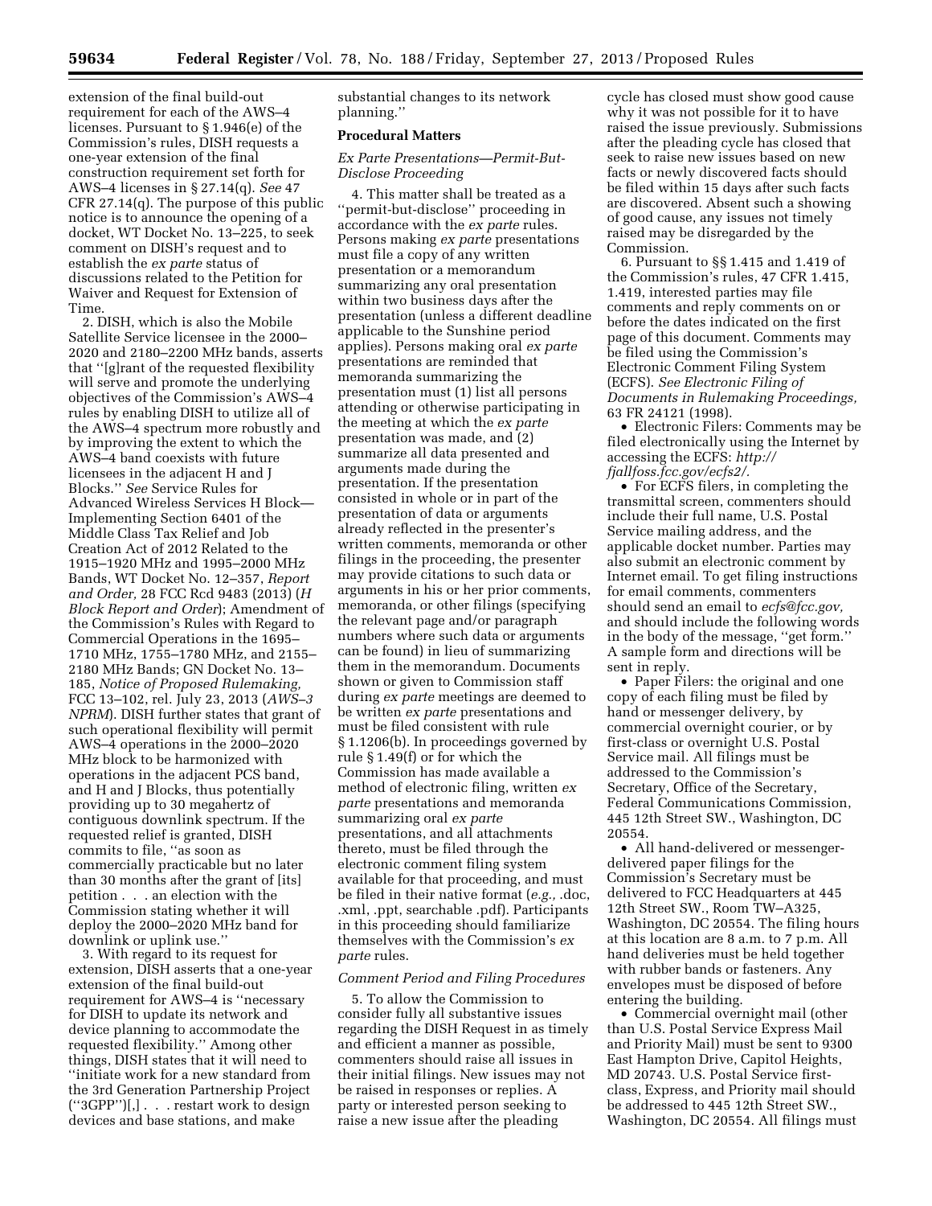extension of the final build-out requirement for each of the AWS–4 licenses. Pursuant to § 1.946(e) of the Commission's rules, DISH requests a one-year extension of the final construction requirement set forth for AWS–4 licenses in § 27.14(q). *See* 47 CFR 27.14(q). The purpose of this public notice is to announce the opening of a docket, WT Docket No. 13–225, to seek comment on DISH's request and to establish the *ex parte* status of discussions related to the Petition for Waiver and Request for Extension of Time.

2. DISH, which is also the Mobile Satellite Service licensee in the 2000–2020 and 2180–2200 MHz bands, asserts that ''[g]rant of the requested flexibility will serve and promote the underlying objectives of the Commission's AWS–4 rules by enabling DISH to utilize all of the AWS–4 spectrum more robustly and by improving the extent to which the AWS–4 band coexists with future licensees in the adjacent H and J Blocks.'' *See* Service Rules for Advanced Wireless Services H Block—Implementing Section 6401 of the Middle Class Tax Relief and Job Creation Act of 2012 Related to the 1915–1920 MHz and 1995–2000 MHz Bands, WT Docket No. 12–357, *Report and Order,* 28 FCC Rcd 9483 (2013) (*H Block Report and Order*); Amendment of the Commission's Rules with Regard to Commercial Operations in the 1695–1710 MHz, 1755–1780 MHz, and 2155–2180 MHz Bands; GN Docket No. 13–185, *Notice of Proposed Rulemaking,* FCC 13–102, rel. July 23, 2013 (*AWS–3 NPRM*). DISH further states that grant of such operational flexibility will permit AWS–4 operations in the 2000–2020 MHz block to be harmonized with operations in the adjacent PCS band, and H and J Blocks, thus potentially providing up to 30 megahertz of contiguous downlink spectrum. If the requested relief is granted, DISH commits to file, ''as soon as commercially practicable but no later than 30 months after the grant of [its] petition . . . an election with the Commission stating whether it will deploy the 2000–2020 MHz band for downlink or uplink use.''

3. With regard to its request for extension, DISH asserts that a one-year extension of the final build-out requirement for AWS–4 is ''necessary for DISH to update its network and device planning to accommodate the requested flexibility.'' Among other things, DISH states that it will need to ''initiate work for a new standard from the 3rd Generation Partnership Project (''3GPP'')[,] . . . restart work to design devices and base stations, and make substantial changes to its network planning.''

## Procedural Matters

### *Ex Parte Presentations—Permit-But-Disclose Proceeding*

4. This matter shall be treated as a ''permit-but-disclose'' proceeding in accordance with the *ex parte* rules. Persons making *ex parte* presentations must file a copy of any written presentation or a memorandum summarizing any oral presentation within two business days after the presentation (unless a different deadline applicable to the Sunshine period applies). Persons making oral *ex parte* presentations are reminded that memoranda summarizing the presentation must (1) list all persons attending or otherwise participating in the meeting at which the *ex parte* presentation was made, and (2) summarize all data presented and arguments made during the presentation. If the presentation consisted in whole or in part of the presentation of data or arguments already reflected in the presenter's written comments, memoranda or other filings in the proceeding, the presenter may provide citations to such data or arguments in his or her prior comments, memoranda, or other filings (specifying the relevant page and/or paragraph numbers where such data or arguments can be found) in lieu of summarizing them in the memorandum. Documents shown or given to Commission staff during *ex parte* meetings are deemed to be written *ex parte* presentations and must be filed consistent with rule § 1.1206(b). In proceedings governed by rule § 1.49(f) or for which the Commission has made available a method of electronic filing, written *ex parte* presentations and memoranda summarizing oral *ex parte* presentations, and all attachments thereto, must be filed through the electronic comment filing system available for that proceeding, and must be filed in their native format (*e.g.,* .doc, .xml, .ppt, searchable .pdf). Participants in this proceeding should familiarize themselves with the Commission's *ex parte* rules.

### *Comment Period and Filing Procedures*

5. To allow the Commission to consider fully all substantive issues regarding the DISH Request in as timely and efficient a manner as possible, commenters should raise all issues in their initial filings. New issues may not be raised in responses or replies. A party or interested person seeking to raise a new issue after the pleading cycle has closed must show good cause why it was not possible for it to have raised the issue previously. Submissions after the pleading cycle has closed that seek to raise new issues based on new facts or newly discovered facts should be filed within 15 days after such facts are discovered. Absent such a showing of good cause, any issues not timely raised may be disregarded by the Commission.

6. Pursuant to §§ 1.415 and 1.419 of the Commission's rules, 47 CFR 1.415, 1.419, interested parties may file comments and reply comments on or before the dates indicated on the first page of this document. Comments may be filed using the Commission's Electronic Comment Filing System (ECFS). *See Electronic Filing of Documents in Rulemaking Proceedings,* 63 FR 24121 (1998).

- Electronic Filers: Comments may be filed electronically using the Internet by accessing the ECFS: *http://fjallfoss.fcc.gov/ecfs2/.*
- For ECFS filers, in completing the transmittal screen, commenters should include their full name, U.S. Postal Service mailing address, and the applicable docket number. Parties may also submit an electronic comment by Internet email. To get filing instructions for email comments, commenters should send an email to *ecfs@fcc.gov,* and should include the following words in the body of the message, ''get form.'' A sample form and directions will be sent in reply.
- Paper Filers: the original and one copy of each filing must be filed by hand or messenger delivery, by commercial overnight courier, or by first-class or overnight U.S. Postal Service mail. All filings must be addressed to the Commission's Secretary, Office of the Secretary, Federal Communications Commission, 445 12th Street SW., Washington, DC 20554.
- All hand-delivered or messenger-delivered paper filings for the Commission's Secretary must be delivered to FCC Headquarters at 445 12th Street SW., Room TW–A325, Washington, DC 20554. The filing hours at this location are 8 a.m. to 7 p.m. All hand deliveries must be held together with rubber bands or fasteners. Any envelopes must be disposed of before entering the building.
- Commercial overnight mail (other than U.S. Postal Service Express Mail and Priority Mail) must be sent to 9300 East Hampton Drive, Capitol Heights, MD 20743. U.S. Postal Service first-class, Express, and Priority mail should be addressed to 445 12th Street SW., Washington, DC 20554. All filings must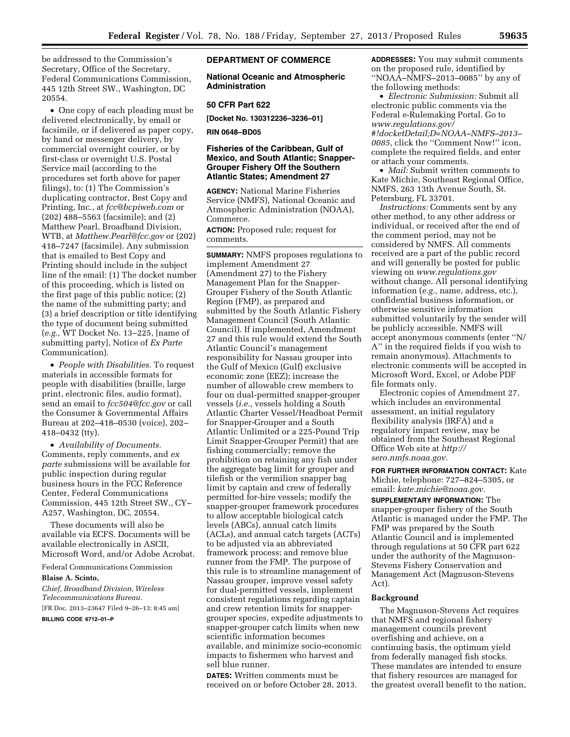be addressed to the Commission's Secretary, Office of the Secretary, Federal Communications Commission, 445 12th Street SW., Washington, DC 20554.

- One copy of each pleading must be delivered electronically, by email or facsimile, or if delivered as paper copy, by hand or messenger delivery, by commercial overnight courier, or by first-class or overnight U.S. Postal Service mail (according to the procedures set forth above for paper filings), to: (1) The Commission's duplicating contractor, Best Copy and Printing, Inc., at *fcc@bcpiweb.com* or (202) 488–5563 (facsimile); and (2) Matthew Pearl, Broadband Division, WTB, at *Matthew.Pearl@fcc.gov* or (202) 418–7247 (facsimile). Any submission that is emailed to Best Copy and Printing should include in the subject line of the email: (1) The docket number of this proceeding, which is listed on the first page of this public notice; (2) the name of the submitting party; and (3) a brief description or title identifying the type of document being submitted (*e.g.,* WT Docket No. 13–225, [name of submitting party], Notice of *Ex Parte* Communication).

- *People with Disabilities.* To request materials in accessible formats for people with disabilities (braille, large print, electronic files, audio format), send an email to *fcc504@fcc.gov* or call the Consumer & Governmental Affairs Bureau at 202–418–0530 (voice), 202–418–0432 (tty).

- *Availability of Documents.* Comments, reply comments, and *ex parte* submissions will be available for public inspection during regular business hours in the FCC Reference Center, Federal Communications Commission, 445 12th Street SW., CY–A257, Washington, DC, 20554.

These documents will also be available via ECFS. Documents will be available electronically in ASCII, Microsoft Word, and/or Adobe Acrobat.

Federal Communications Commission

**Blaise A. Scinto,**

*Chief, Broadband Division, Wireless Telecommunications Bureau.*

[FR Doc. 2013–23647 Filed 9–26–13; 8:45 am]

**BILLING CODE 6712–01–P**

## DEPARTMENT OF COMMERCE

### National Oceanic and Atmospheric Administration

### 50 CFR Part 622

**[Docket No. 130312236–3236–01]**

**RIN 0648–BD05**

### Fisheries of the Caribbean, Gulf of Mexico, and South Atlantic; Snapper-Grouper Fishery Off the Southern Atlantic States; Amendment 27

**AGENCY:** National Marine Fisheries Service (NMFS), National Oceanic and Atmospheric Administration (NOAA), Commerce.

**ACTION:** Proposed rule; request for comments.

**SUMMARY:** NMFS proposes regulations to implement Amendment 27 (Amendment 27) to the Fishery Management Plan for the Snapper-Grouper Fishery of the South Atlantic Region (FMP), as prepared and submitted by the South Atlantic Fishery Management Council (South Atlantic Council). If implemented, Amendment 27 and this rule would extend the South Atlantic Council's management responsibility for Nassau grouper into the Gulf of Mexico (Gulf) exclusive economic zone (EEZ); increase the number of allowable crew members to four on dual-permitted snapper-grouper vessels (*i.e.,* vessels holding a South Atlantic Charter Vessel/Headboat Permit for Snapper-Grouper and a South Atlantic Unlimited or a 225-Pound Trip Limit Snapper-Grouper Permit) that are fishing commercially; remove the prohibition on retaining any fish under the aggregate bag limit for grouper and tilefish or the vermilion snapper bag limit by captain and crew of federally permitted for-hire vessels; modify the snapper-grouper framework procedures to allow acceptable biological catch levels (ABCs), annual catch limits (ACLs), and annual catch targets (ACTs) to be adjusted via an abbreviated framework process; and remove blue runner from the FMP. The purpose of this rule is to streamline management of Nassau grouper, improve vessel safety for dual-permitted vessels, implement consistent regulations regarding captain and crew retention limits for snapper-grouper species, expedite adjustments to snapper-grouper catch limits when new scientific information becomes available, and minimize socio-economic impacts to fishermen who harvest and sell blue runner.

**DATES:** Written comments must be received on or before October 28, 2013.

**ADDRESSES:** You may submit comments on the proposed rule, identified by "NOAA–NMFS–2013–0085" by any of the following methods:

- *Electronic Submission:* Submit all electronic public comments via the Federal e-Rulemaking Portal. Go to *www.regulations.gov/#!docketDetail;D=NOAA–NMFS–2013–0085*, click the "Comment Now!" icon, complete the required fields, and enter or attach your comments.
- *Mail:* Submit written comments to Kate Michie, Southeast Regional Office, NMFS, 263 13th Avenue South, St. Petersburg, FL 33701.

*Instructions:* Comments sent by any other method, to any other address or individual, or received after the end of the comment period, may not be considered by NMFS. All comments received are a part of the public record and will generally be posted for public viewing on *www.regulations.gov* without change. All personal identifying information (*e.g.,* name, address, etc.), confidential business information, or otherwise sensitive information submitted voluntarily by the sender will be publicly accessible. NMFS will accept anonymous comments (enter "N/A" in the required fields if you wish to remain anonymous). Attachments to electronic comments will be accepted in Microsoft Word, Excel, or Adobe PDF file formats only.

Electronic copies of Amendment 27, which includes an environmental assessment, an initial regulatory flexibility analysis (IRFA) and a regulatory impact review, may be obtained from the Southeast Regional Office Web site at *http://sero.nmfs.noaa.gov.*

**FOR FURTHER INFORMATION CONTACT:** Kate Michie, telephone: 727–824–5305, or email: *kate.michie@noaa.gov.*

**SUPPLEMENTARY INFORMATION:** The snapper-grouper fishery of the South Atlantic is managed under the FMP. The FMP was prepared by the South Atlantic Council and is implemented through regulations at 50 CFR part 622 under the authority of the Magnuson-Stevens Fishery Conservation and Management Act (Magnuson-Stevens Act).

#### Background

The Magnuson-Stevens Act requires that NMFS and regional fishery management councils prevent overfishing and achieve, on a continuing basis, the optimum yield from federally managed fish stocks. These mandates are intended to ensure that fishery resources are managed for the greatest overall benefit to the nation,